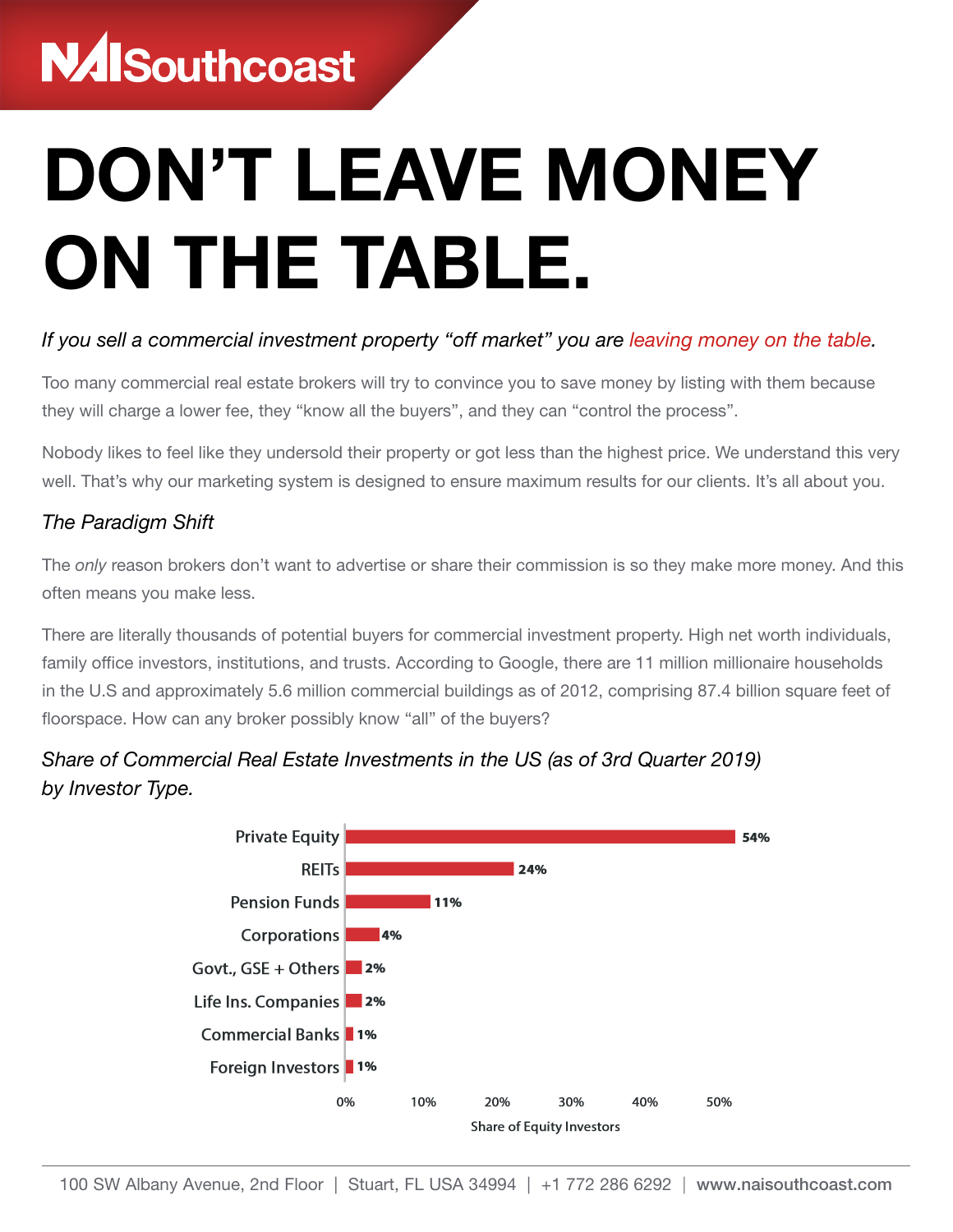NAI Southcoast

# DON'T LEAVE MONEY ON THE TABLE.

*If you sell a commercial investment property "off market" you are leaving money on the table.*

Too many commercial real estate brokers will try to convince you to save money by listing with them because they will charge a lower fee, they "know all the buyers", and they can "control the process".

Nobody likes to feel like they undersold their property or got less than the highest price. We understand this very well. That's why our marketing system is designed to ensure maximum results for our clients. It's all about you.

## *The Paradigm Shift*

The *only* reason brokers don't want to advertise or share their commission is so they make more money. And this often means you make less.

There are literally thousands of potential buyers for commercial investment property. High net worth individuals, family office investors, institutions, and trusts. According to Google, there are 11 million millionaire households in the U.S and approximately 5.6 million commercial buildings as of 2012, comprising 87.4 billion square feet of floorspace. How can any broker possibly know "all" of the buyers?

*Share of Commercial Real Estate Investments in the US (as of 3rd Quarter 2019) by Investor Type.*

| Investor Type | Share of Equity Investors |
|---|---|
| Private Equity | 54% |
| REITs | 24% |
| Pension Funds | 11% |
| Corporations | 4% |
| Govt., GSE + Others | 2% |
| Life Ins. Companies | 2% |
| Commercial Banks | 1% |
| Foreign Investors | 1% |

100 SW Albany Avenue, 2nd Floor | Stuart, FL USA 34994 | +1 772 286 6292 | www.naisouthcoast.com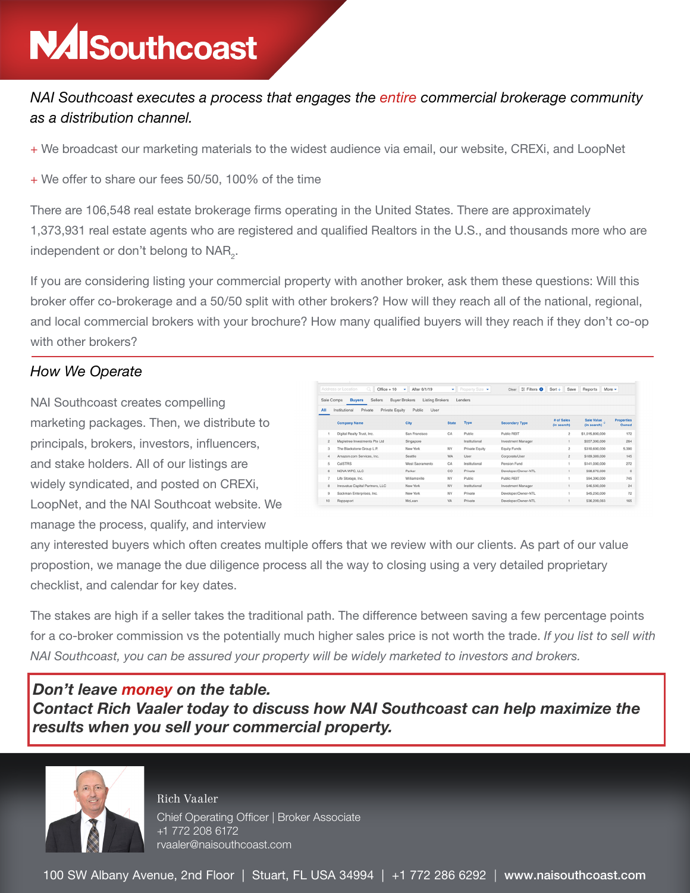# NAI Southcoast

*NAI Southcoast executes a process that engages the entire commercial brokerage community as a distribution channel.*

+ We broadcast our marketing materials to the widest audience via email, our website, CREXi, and LoopNet
+ We offer to share our fees 50/50, 100% of the time

There are 106,548 real estate brokerage firms operating in the United States. There are approximately 1,373,931 real estate agents who are registered and qualified Realtors in the U.S., and thousands more who are independent or don't belong to $NAR_2$.

If you are considering listing your commercial property with another broker, ask them these questions: Will this broker offer co-brokerage and a 50/50 split with other brokers? How will they reach all of the national, regional, and local commercial brokers with your brochure? How many qualified buyers will they reach if they don't co-op with other brokers?

## *How We Operate*

NAI Southcoast creates compelling marketing packages. Then, we distribute to principals, brokers, investors, influencers, and stake holders. All of our listings are widely syndicated, and posted on CREXi, LoopNet, and the NAI Southcoast website. We manage the process, qualify, and interview any interested buyers which often creates multiple offers that we review with our clients. As part of our value propostion, we manage the due diligence process all the way to closing using a very detailed proprietary checklist, and calendar for key dates.

| # | Company Name | City | State | Type | Secondary Type | # of Sales (in search) | Sale Value (in search) | Properties Owned |
|---|---|---|---|---|---|---|---|---|
| 1 | Digital Realty Trust, Inc. | San Francisco | CA | Public | Public REIT | 2 | $1,015,800,000 | 172 |
| 2 | Mapletree Investments Pte Ltd | Singapore | | Institutional | Investment Manager | 1 | $557,300,000 | 264 |
| 3 | The Blackstone Group L.P. | New York | NY | Private Equity | Equity Funds | 2 | $310,600,000 | 5,390 |
| 4 | Amazon.com Services, Inc. | Seattle | WA | User | Corporate/User | 2 | $189,388,000 | 145 |
| 5 | CalSTRS | West Sacramento | CA | Institutional | Pension Fund | 1 | $141,000,000 | 272 |
| 6 | NOVA WPC, LLC | Parker | CO | Private | Developer/Owner-NTL | 1 | $98,670,000 | 0 |
| 7 | Life Storage, Inc. | Williamsville | NY | Public | Public REIT | 1 | $94,390,000 | 745 |
| 8 | Innovatus Capital Partners, LLC | New York | NY | Institutional | Investment Manager | 1 | $46,500,000 | 24 |
| 9 | Sackman Enterprises, Inc. | New York | NY | Private | Developer/Owner-NTL | 1 | $45,250,000 | 72 |
| 10 | Rappaport | McLean | VA | Private | Developer/Owner-NTL | 1 | $36,209,063 | 165 |

The stakes are high if a seller takes the traditional path. The difference between saving a few percentage points for a co-broker commission vs the potentially much higher sales price is not worth the trade. *If you list to sell with NAI Southcoast, you can be assured your property will be widely marketed to investors and brokers.*

***Don't leave money on the table.***
***Contact Rich Vaaler today to discuss how NAI Southcoast can help maximize the results when you sell your commercial property.***

Rich Vaaler
Chief Operating Officer | Broker Associate
+1 772 208 6172
rvaaler@naisouthcoast.com

100 SW Albany Avenue, 2nd Floor | Stuart, FL USA 34994 | +1 772 286 6292 | **www.naisouthcoast.com**